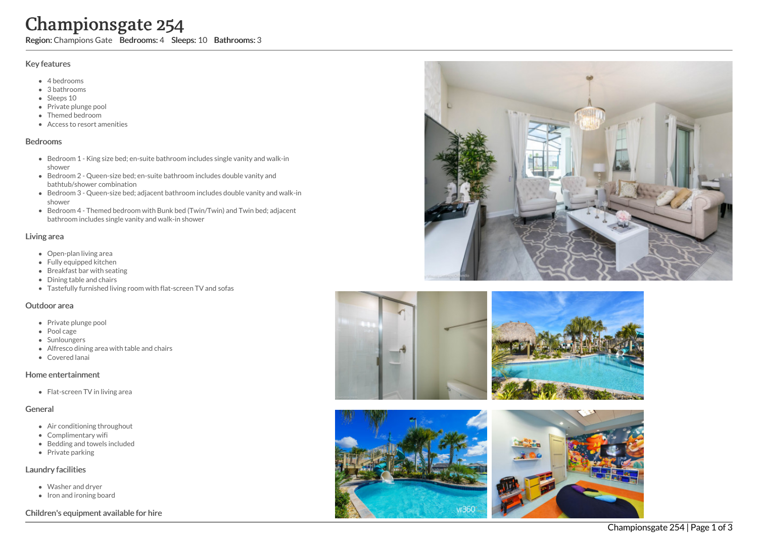# Championsgate 254

**Region:** Champions Gate **Bedrooms:** 4 **Sleeps:** 10 **Bathrooms:** 3

## Key features

- 4 bedrooms
- 3 bathrooms
- Sleeps 10
- Private plunge pool
- Themed bedroom
- Access to resort amenities

## Bedrooms

- Bedroom 1 - King size bed; en-suite bathroom includes single vanity and walk-in shower
- Bedroom 2 - Queen-size bed; en-suite bathroom includes double vanity and bathtub/shower combination
- Bedroom 3 - Queen-size bed; adjacent bathroom includes double vanity and walk-in shower
- Bedroom 4 - Themed bedroom with Bunk bed (Twin/Twin) and Twin bed; adjacent bathroom includes single vanity and walk-in shower

## Living area

- Open-plan living area
- Fully equipped kitchen
- Breakfast bar with seating
- Dining table and chairs
- Tastefully furnished living room with flat-screen TV and sofas

## Outdoor area

- Private plunge pool
- Pool cage
- Sunloungers
- Alfresco dining area with table and chairs
- Covered lanai

## Home entertainment

- Flat-screen TV in living area

## General

- Air conditioning throughout
- Complimentary wifi
- Bedding and towels included
- Private parking

## Laundry facilities

- Washer and dryer
- Iron and ironing board

## Children's equipment available for hire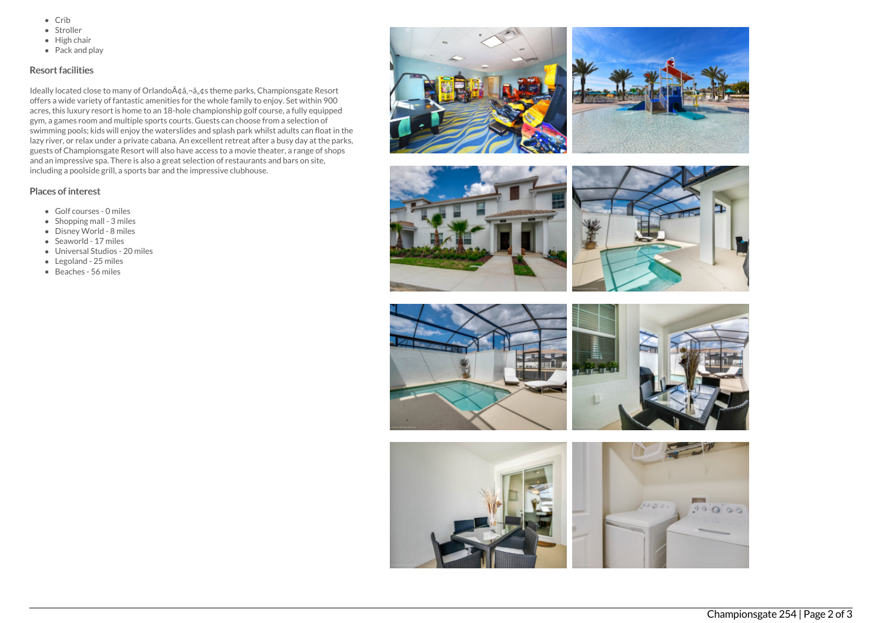- Crib
- Stroller
- High chair
- Pack and play

## Resort facilities

Ideally located close to many of OrlandoÃ¢â‚¬â„¢s theme parks, Championsgate Resort offers a wide variety of fantastic amenities for the whole family to enjoy. Set within 900 acres, this luxury resort is home to an 18-hole championship golf course, a fully equipped gym, a games room and multiple sports courts. Guests can choose from a selection of swimming pools; kids will enjoy the waterslides and splash park whilst adults can float in the lazy river, or relax under a private cabana. An excellent retreat after a busy day at the parks, guests of Championsgate Resort will also have access to a movie theater, a range of shops and an impressive spa. There is also a great selection of restaurants and bars on site, including a poolside grill, a sports bar and the impressive clubhouse.

## Places of interest

- Golf courses - 0 miles
- Shopping mall - 3 miles
- Disney World - 8 miles
- Seaworld - 17 miles
- Universal Studios - 20 miles
- Legoland - 25 miles
- Beaches - 56 miles